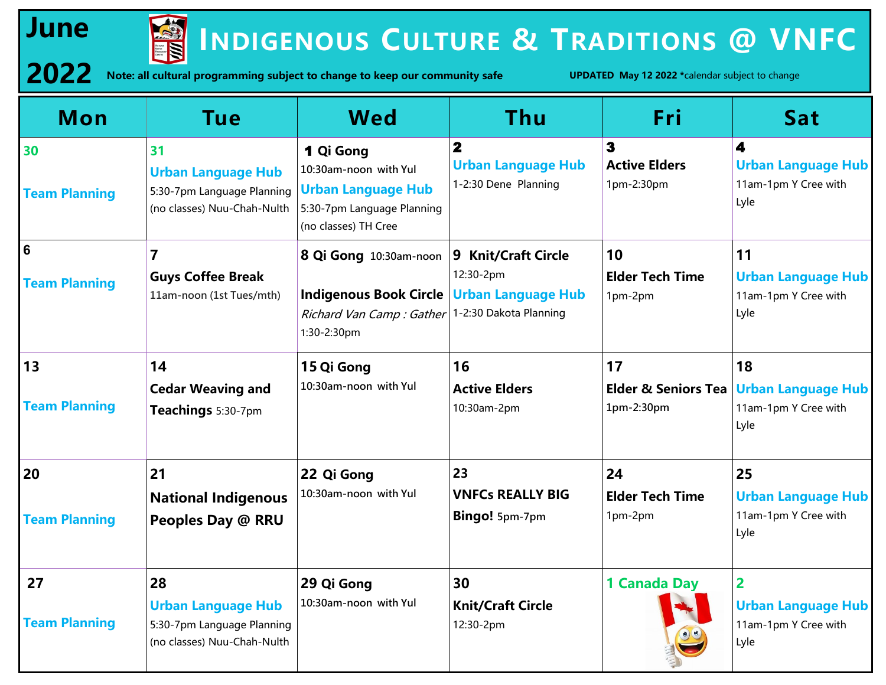# June 2022 — Indigenous Culture & Traditions @ VNFC

**Note: all cultural programming subject to change to keep our community safe**

**UPDATED May 12 2022** *calendar subject to change

| Mon | Tue | Wed | Thu | Fri | Sat |
|---|---|---|---|---|---|
| 30<br>Team Planning | 31<br>Urban Language Hub<br>5:30-7pm Language Planning (no classes) Nuu-Chah-Nulth | 1 Qi Gong<br>10:30am-noon with Yul<br>Urban Language Hub<br>5:30-7pm Language Planning (no classes) TH Cree | 2<br>Urban Language Hub<br>1-2:30 Dene Planning | 3<br>Active Elders<br>1pm-2:30pm | 4<br>Urban Language Hub<br>11am-1pm Y Cree with Lyle |
| 6<br>Team Planning | 7<br>**Guys Coffee Break**<br>11am-noon (1st Tues/mth) | 8 Qi Gong 10:30am-noon<br>**Indigenous Book Circle**<br>*Richard Van Camp : Gather*<br>1:30-2:30pm | 9 Knit/Craft Circle<br>12:30-2pm<br>Urban Language Hub<br>1-2:30 Dakota Planning | 10<br>**Elder Tech Time**<br>1pm-2pm | 11<br>Urban Language Hub<br>11am-1pm Y Cree with Lyle |
| 13<br>Team Planning | 14<br>**Cedar Weaving and Teachings** 5:30-7pm | 15 Qi Gong<br>10:30am-noon with Yul | 16<br>**Active Elders**<br>10:30am-2pm | 17<br>**Elder & Seniors Tea**<br>1pm-2:30pm | 18<br>Urban Language Hub<br>11am-1pm Y Cree with Lyle |
| 20<br>Team Planning | 21<br>**National Indigenous Peoples Day @ RRU** | 22 Qi Gong<br>10:30am-noon with Yul | 23<br>**VNFCs REALLY BIG Bingo!** 5pm-7pm | 24<br>**Elder Tech Time**<br>1pm-2pm | 25<br>Urban Language Hub<br>11am-1pm Y Cree with Lyle |
| 27<br>Team Planning | 28<br>Urban Language Hub<br>5:30-7pm Language Planning (no classes) Nuu-Chah-Nulth | 29 Qi Gong<br>10:30am-noon with Yul | 30<br>**Knit/Craft Circle**<br>12:30-2pm | 1 Canada Day | 2<br>Urban Language Hub<br>11am-1pm Y Cree with Lyle |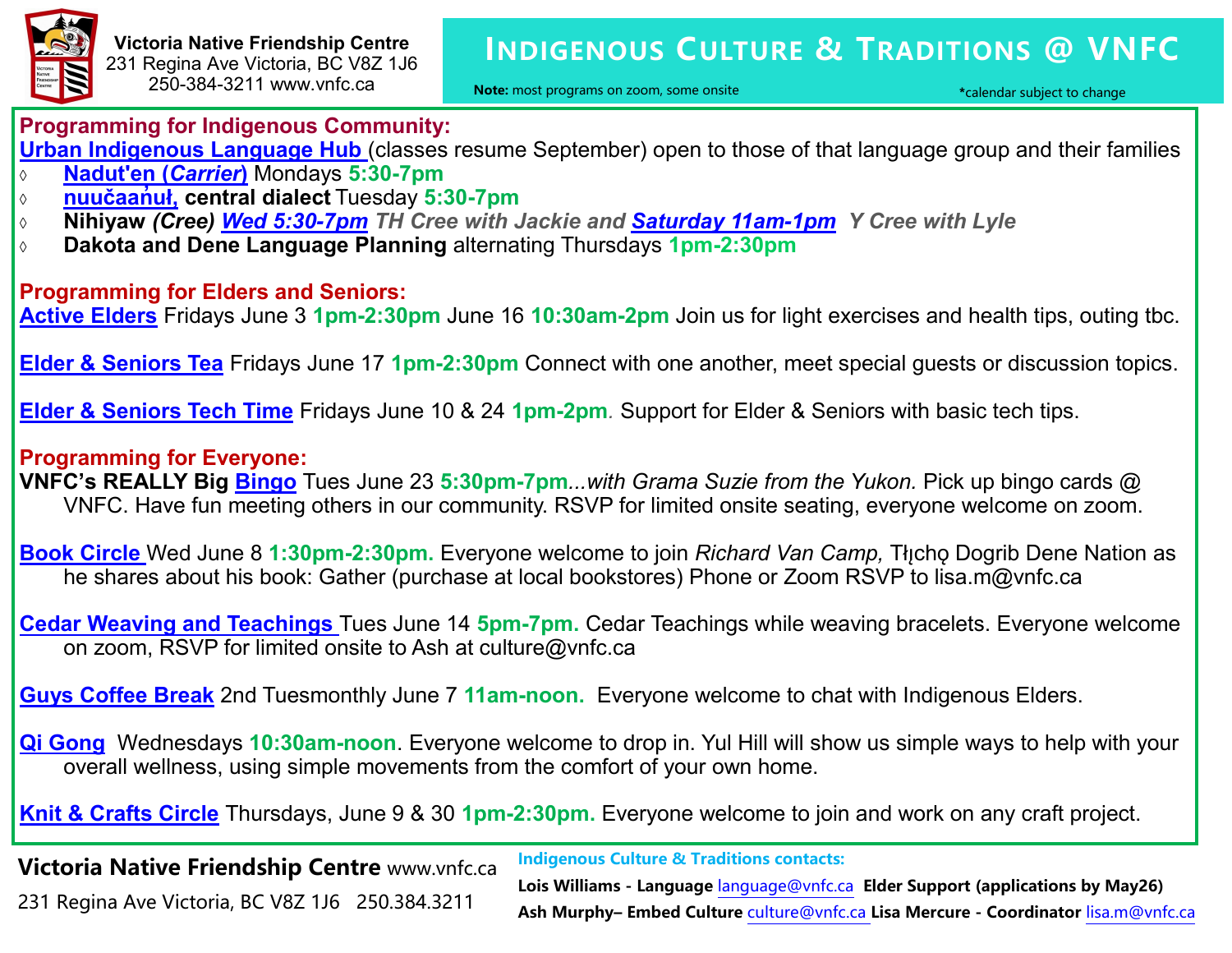**Victoria Native Friendship Centre**
231 Regina Ave Victoria, BC V8Z 1J6
250-384-3211 www.vnfc.ca

# Indigenous Culture & Traditions @ VNFC

**Note:** most programs on zoom, some onsite  *calendar subject to change

## Programming for Indigenous Community:

**Urban Indigenous Language Hub** (classes resume September) open to those of that language group and their families

- **Nadut'en (*Carrier*)** Mondays **5:30-7pm**
- **nuučaan̓uł, central dialect** Tuesday **5:30-7pm**
- **Nihiyaw *(Cree)*** ***Wed 5:30-7pm*** ***TH Cree with Jackie and*** ***Saturday 11am-1pm*** ***Y Cree with Lyle***
- **Dakota and Dene Language Planning** alternating Thursdays **1pm-2:30pm**

## Programming for Elders and Seniors:

**Active Elders** Fridays June 3 **1pm-2:30pm** June 16 **10:30am-2pm** Join us for light exercises and health tips, outing tbc.

**Elder & Seniors Tea** Fridays June 17 **1pm-2:30pm** Connect with one another, meet special guests or discussion topics.

**Elder & Seniors Tech Time** Fridays June 10 & 24 **1pm-2pm**. Support for Elder & Seniors with basic tech tips.

## Programming for Everyone:

**VNFC's REALLY Big Bingo** Tues June 23 **5:30pm-7pm**...*with Grama Suzie from the Yukon.* Pick up bingo cards @ VNFC. Have fun meeting others in our community. RSVP for limited onsite seating, everyone welcome on zoom.

**Book Circle** Wed June 8 **1:30pm-2:30pm.** Everyone welcome to join *Richard Van Camp,* Tłı̨chǫ Dogrib Dene Nation as he shares about his book: Gather (purchase at local bookstores) Phone or Zoom RSVP to lisa.m@vnfc.ca

**Cedar Weaving and Teachings** Tues June 14 **5pm-7pm.** Cedar Teachings while weaving bracelets. Everyone welcome on zoom, RSVP for limited onsite to Ash at culture@vnfc.ca

**Guys Coffee Break** 2nd Tuesmonthly June 7 **11am-noon.** Everyone welcome to chat with Indigenous Elders.

**Qi Gong** Wednesdays **10:30am-noon**. Everyone welcome to drop in. Yul Hill will show us simple ways to help with your overall wellness, using simple movements from the comfort of your own home.

**Knit & Crafts Circle** Thursdays, June 9 & 30 **1pm-2:30pm.** Everyone welcome to join and work on any craft project.

**Victoria Native Friendship Centre** www.vnfc.ca
231 Regina Ave Victoria, BC V8Z 1J6 250.384.3211

**Indigenous Culture & Traditions contacts:**
**Lois Williams - Language** language@vnfc.ca **Elder Support (applications by May26)**
**Ash Murphy– Embed Culture** culture@vnfc.ca **Lisa Mercure - Coordinator** lisa.m@vnfc.ca